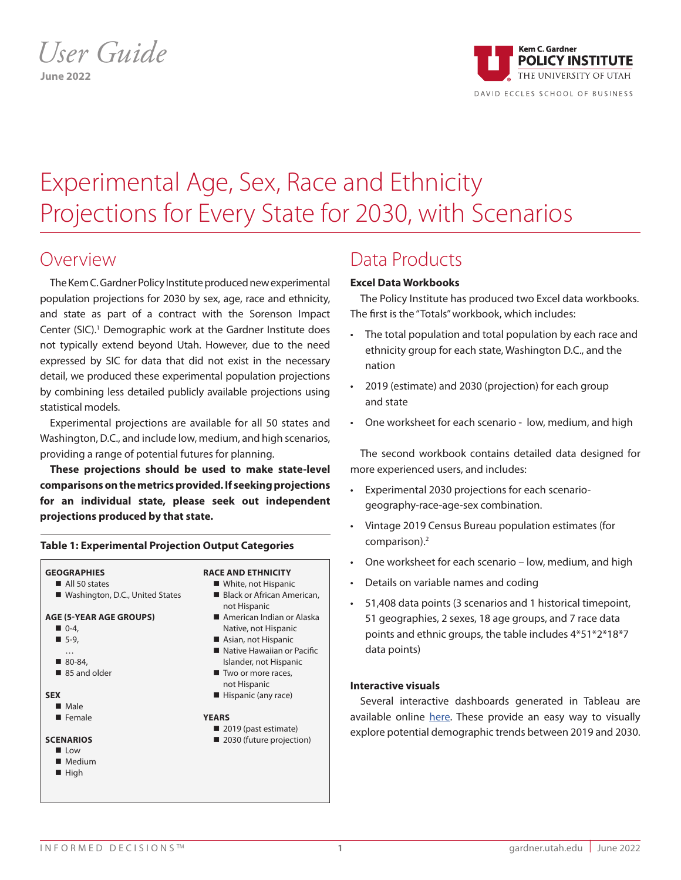*User Guide*
**June 2022**

Kem C. Gardner
POLICY INSTITUTE
THE UNIVERSITY OF UTAH
DAVID ECCLES SCHOOL OF BUSINESS

# Experimental Age, Sex, Race and Ethnicity Projections for Every State for 2030, with Scenarios

## Overview

The Kem C. Gardner Policy Institute produced new experimental population projections for 2030 by sex, age, race and ethnicity, and state as part of a contract with the Sorenson Impact Center (SIC).[1] Demographic work at the Gardner Institute does not typically extend beyond Utah. However, due to the need expressed by SIC for data that did not exist in the necessary detail, we produced these experimental population projections by combining less detailed publicly available projections using statistical models.

Experimental projections are available for all 50 states and Washington, D.C., and include low, medium, and high scenarios, providing a range of potential futures for planning.

**These projections should be used to make state-level comparisons on the metrics provided. If seeking projections for an individual state, please seek out independent projections produced by that state.**

**Table 1: Experimental Projection Output Categories**

**GEOGRAPHIES**
- All 50 states
- Washington, D.C., United States

**AGE (5-YEAR AGE GROUPS)**
- 0-4,
- 5-9,
- …
- 80-84,
- 85 and older

**SEX**
- Male
- Female

**SCENARIOS**
- Low
- Medium
- High

**RACE AND ETHNICITY**
- White, not Hispanic
- Black or African American, not Hispanic
- American Indian or Alaska Native, not Hispanic
- Asian, not Hispanic
- Native Hawaiian or Pacific Islander, not Hispanic
- Two or more races, not Hispanic
- Hispanic (any race)

**YEARS**
- 2019 (past estimate)
- 2030 (future projection)

## Data Products

**Excel Data Workbooks**

The Policy Institute has produced two Excel data workbooks. The first is the "Totals" workbook, which includes:

- The total population and total population by each race and ethnicity group for each state, Washington D.C., and the nation
- 2019 (estimate) and 2030 (projection) for each group and state
- One worksheet for each scenario - low, medium, and high

The second workbook contains detailed data designed for more experienced users, and includes:

- Experimental 2030 projections for each scenario-geography-race-age-sex combination.
- Vintage 2019 Census Bureau population estimates (for comparison).[2]
- One worksheet for each scenario – low, medium, and high
- Details on variable names and coding
- 51,408 data points (3 scenarios and 1 historical timepoint, 51 geographies, 2 sexes, 18 age groups, and 7 race data points and ethnic groups, the table includes 4*51*2*18*7 data points)

**Interactive visuals**

Several interactive dashboards generated in Tableau are available online here. These provide an easy way to visually explore potential demographic trends between 2019 and 2030.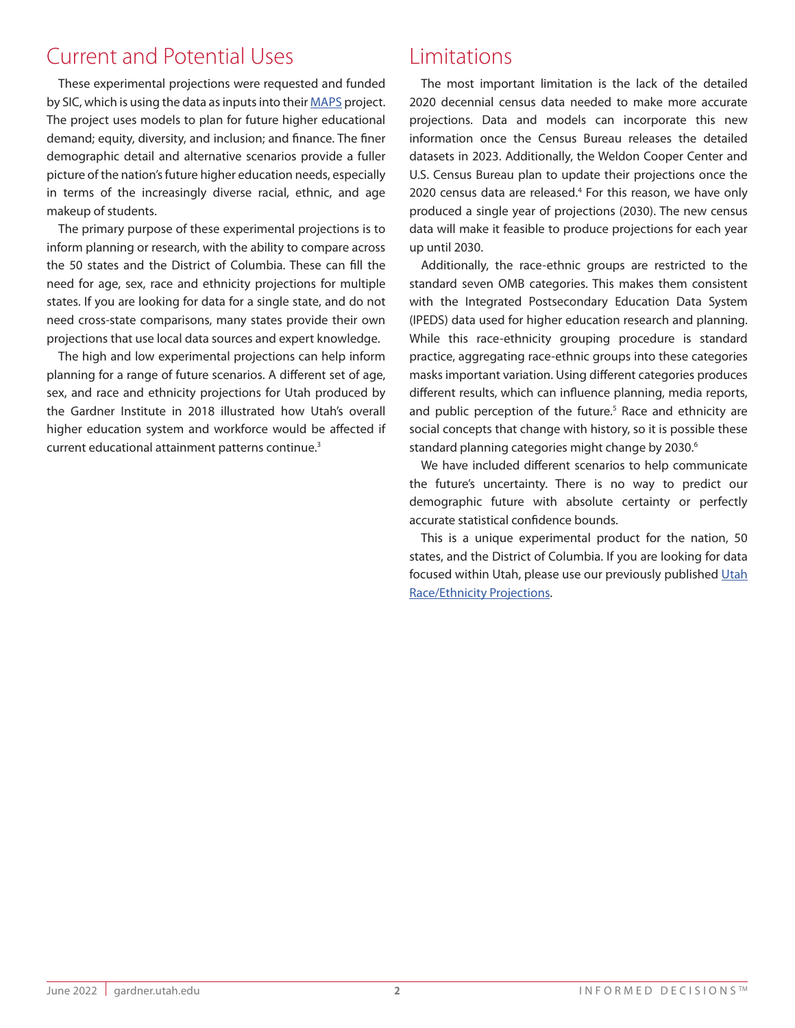## Current and Potential Uses

These experimental projections were requested and funded by SIC, which is using the data as inputs into their MAPS project. The project uses models to plan for future higher educational demand; equity, diversity, and inclusion; and finance. The finer demographic detail and alternative scenarios provide a fuller picture of the nation's future higher education needs, especially in terms of the increasingly diverse racial, ethnic, and age makeup of students.

The primary purpose of these experimental projections is to inform planning or research, with the ability to compare across the 50 states and the District of Columbia. These can fill the need for age, sex, race and ethnicity projections for multiple states. If you are looking for data for a single state, and do not need cross-state comparisons, many states provide their own projections that use local data sources and expert knowledge.

The high and low experimental projections can help inform planning for a range of future scenarios. A different set of age, sex, and race and ethnicity projections for Utah produced by the Gardner Institute in 2018 illustrated how Utah's overall higher education system and workforce would be affected if current educational attainment patterns continue.[3]

## Limitations

The most important limitation is the lack of the detailed 2020 decennial census data needed to make more accurate projections. Data and models can incorporate this new information once the Census Bureau releases the detailed datasets in 2023. Additionally, the Weldon Cooper Center and U.S. Census Bureau plan to update their projections once the 2020 census data are released.[4] For this reason, we have only produced a single year of projections (2030). The new census data will make it feasible to produce projections for each year up until 2030.

Additionally, the race-ethnic groups are restricted to the standard seven OMB categories. This makes them consistent with the Integrated Postsecondary Education Data System (IPEDS) data used for higher education research and planning. While this race-ethnicity grouping procedure is standard practice, aggregating race-ethnic groups into these categories masks important variation. Using different categories produces different results, which can influence planning, media reports, and public perception of the future.[5] Race and ethnicity are social concepts that change with history, so it is possible these standard planning categories might change by 2030.[6]

We have included different scenarios to help communicate the future's uncertainty. There is no way to predict our demographic future with absolute certainty or perfectly accurate statistical confidence bounds.

This is a unique experimental product for the nation, 50 states, and the District of Columbia. If you are looking for data focused within Utah, please use our previously published Utah Race/Ethnicity Projections.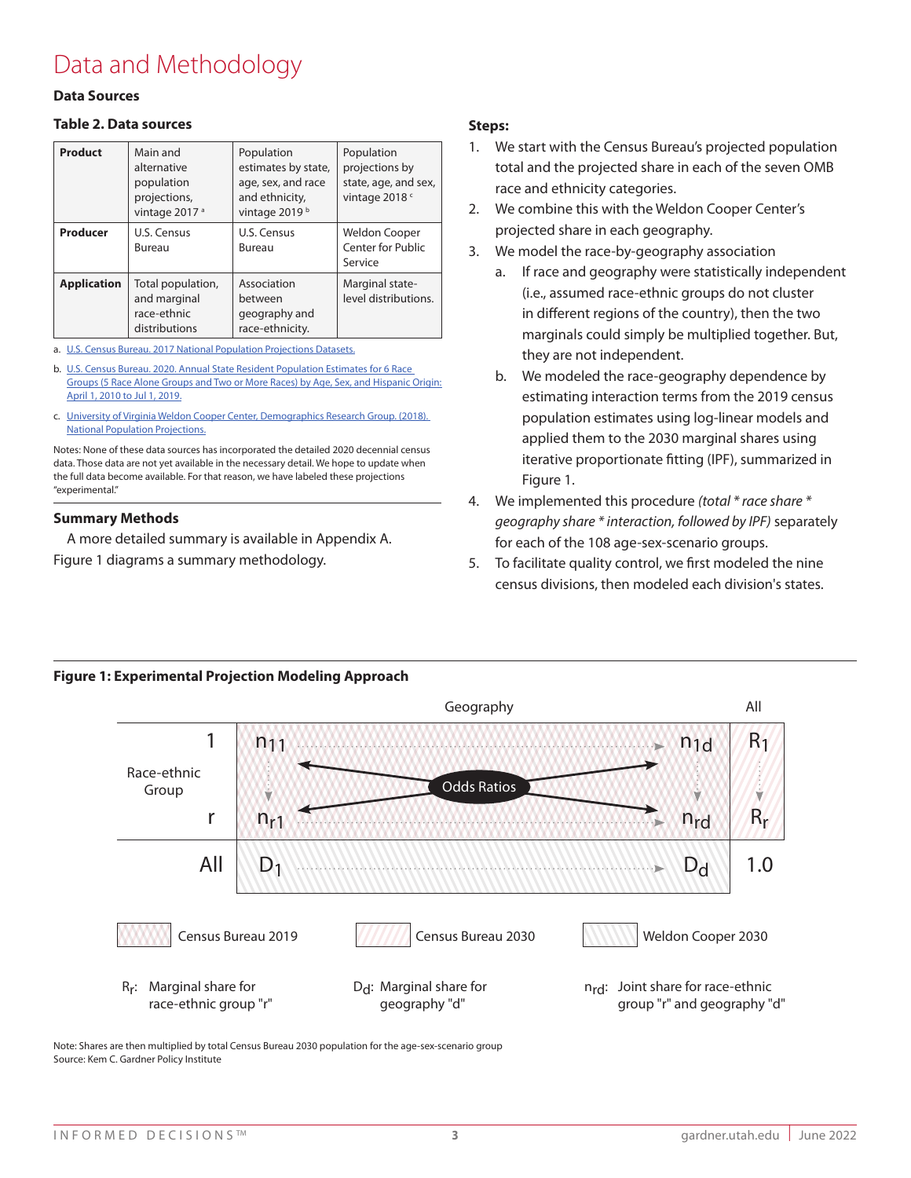# Data and Methodology

## Data Sources

### Table 2. Data sources

| **Product** | Main and alternative population projections, vintage 2017 [a] | Population estimates by state, age, sex, and race and ethnicity, vintage 2019 [b] | Population projections by state, age, and sex, vintage 2018 [c] |
|---|---|---|---|
| **Producer** | U.S. Census Bureau | U.S. Census Bureau | Weldon Cooper Center for Public Service |
| **Application** | Total population, and marginal race-ethnic distributions | Association between geography and race-ethnicity. | Marginal state-level distributions. |

a. U.S. Census Bureau. 2017 National Population Projections Datasets.

b. U.S. Census Bureau. 2020. Annual State Resident Population Estimates for 6 Race Groups (5 Race Alone Groups and Two or More Races) by Age, Sex, and Hispanic Origin: April 1, 2010 to Jul 1, 2019.

c. University of Virginia Weldon Cooper Center, Demographics Research Group. (2018). National Population Projections.

Notes: None of these data sources has incorporated the detailed 2020 decennial census data. Those data are not yet available in the necessary detail. We hope to update when the full data become available. For that reason, we have labeled these projections "experimental."

## Summary Methods

A more detailed summary is available in Appendix A. Figure 1 diagrams a summary methodology.

**Steps:**

1. We start with the Census Bureau's projected population total and the projected share in each of the seven OMB race and ethnicity categories.
2. We combine this with the Weldon Cooper Center's projected share in each geography.
3. We model the race-by-geography association
   a. If race and geography were statistically independent (i.e., assumed race-ethnic groups do not cluster in different regions of the country), then the two marginals could simply be multiplied together. But, they are not independent.
   b. We modeled the race-geography dependence by estimating interaction terms from the 2019 census population estimates using log-linear models and applied them to the 2030 marginal shares using iterative proportionate fitting (IPF), summarized in Figure 1.
4. We implemented this procedure *(total * race share * geography share * interaction, followed by IPF)* separately for each of the 108 age-sex-scenario groups.
5. To facilitate quality control, we first modeled the nine census divisions, then modeled each division's states.

**Figure 1: Experimental Projection Modeling Approach**

| | | Geography | | All |
|---|---|---|---|---|
| Race-ethnic Group | 1 | $n_{11}$ ··· $n_{1d}$ | | $R_1$ |
| | r | $n_{r1}$ ··· $n_{rd}$ | | $R_r$ |
| All | | $D_1$ ··· $D_d$ | | 1.0 |

Odds Ratios

Legend: Census Bureau 2019 · Census Bureau 2030 · Weldon Cooper 2030

$R_r$: Marginal share for race-ethnic group "r"

$D_d$: Marginal share for geography "d"

$n_{rd}$: Joint share for race-ethnic group "r" and geography "d"

Note: Shares are then multiplied by total Census Bureau 2030 population for the age-sex-scenario group
Source: Kem C. Gardner Policy Institute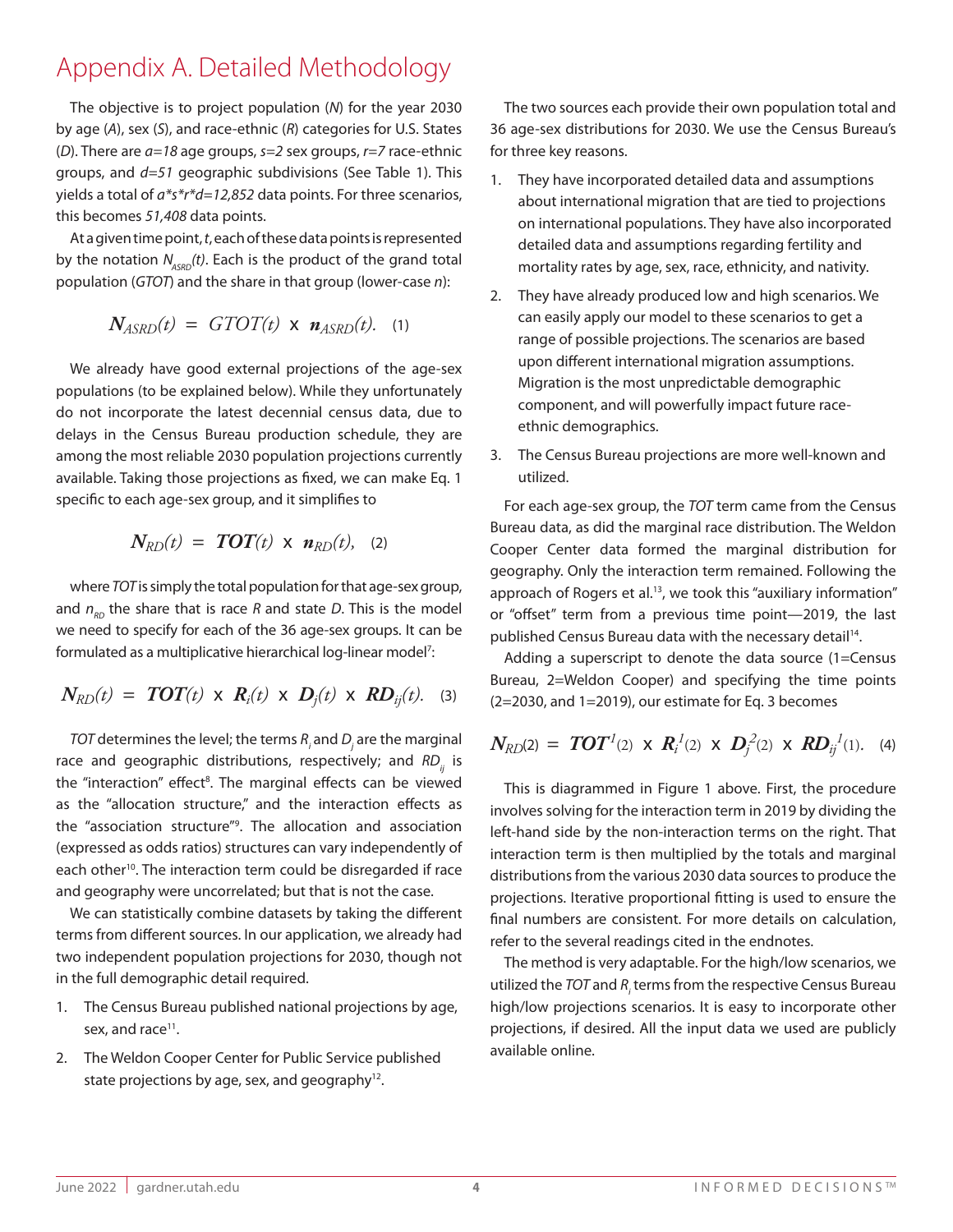# Appendix A. Detailed Methodology

The objective is to project population ($N$) for the year 2030 by age ($A$), sex ($S$), and race-ethnic ($R$) categories for U.S. States ($D$). There are $a=18$ age groups, $s=2$ sex groups, $r=7$ race-ethnic groups, and $d=51$ geographic subdivisions (See Table 1). This yields a total of $a*s*r*d=12,852$ data points. For three scenarios, this becomes *51,408* data points.

At a given time point, $t$, each of these data points is represented by the notation $N_{ASRD}(t)$. Each is the product of the grand total population ($GTOT$) and the share in that group (lower-case $n$):

$$N_{ASRD}(t) = GTOT(t) \times n_{ASRD}(t). \quad (1)$$

We already have good external projections of the age-sex populations (to be explained below). While they unfortunately do not incorporate the latest decennial census data, due to delays in the Census Bureau production schedule, they are among the most reliable 2030 population projections currently available. Taking those projections as fixed, we can make Eq. 1 specific to each age-sex group, and it simplifies to

$$N_{RD}(t) = TOT(t) \times n_{RD}(t), \quad (2)$$

where $TOT$ is simply the total population for that age-sex group, and $n_{RD}$ the share that is race $R$ and state $D$. This is the model we need to specify for each of the 36 age-sex groups. It can be formulated as a multiplicative hierarchical log-linear model[7]:

$$N_{RD}(t) = TOT(t) \times R_i(t) \times D_j(t) \times RD_{ij}(t). \quad (3)$$

$TOT$ determines the level; the terms $R_i$ and $D_j$ are the marginal race and geographic distributions, respectively; and $RD_{ij}$ is the "interaction" effect[8]. The marginal effects can be viewed as the "allocation structure," and the interaction effects as the "association structure"[9]. The allocation and association (expressed as odds ratios) structures can vary independently of each other[10]. The interaction term could be disregarded if race and geography were uncorrelated; but that is not the case.

We can statistically combine datasets by taking the different terms from different sources. In our application, we already had two independent population projections for 2030, though not in the full demographic detail required.

1. The Census Bureau published national projections by age, sex, and race[11].
2. The Weldon Cooper Center for Public Service published state projections by age, sex, and geography[12].

The two sources each provide their own population total and 36 age-sex distributions for 2030. We use the Census Bureau's for three key reasons.

1. They have incorporated detailed data and assumptions about international migration that are tied to projections on international populations. They have also incorporated detailed data and assumptions regarding fertility and mortality rates by age, sex, race, ethnicity, and nativity.
2. They have already produced low and high scenarios. We can easily apply our model to these scenarios to get a range of possible projections. The scenarios are based upon different international migration assumptions. Migration is the most unpredictable demographic component, and will powerfully impact future race-ethnic demographics.
3. The Census Bureau projections are more well-known and utilized.

For each age-sex group, the $TOT$ term came from the Census Bureau data, as did the marginal race distribution. The Weldon Cooper Center data formed the marginal distribution for geography. Only the interaction term remained. Following the approach of Rogers et al.[13], we took this "auxiliary information" or "offset" term from a previous time point—2019, the last published Census Bureau data with the necessary detail[14].

Adding a superscript to denote the data source (1=Census Bureau, 2=Weldon Cooper) and specifying the time points (2=2030, and 1=2019), our estimate for Eq. 3 becomes

$$N_{RD}(2) = TOT^1(2) \times R_i^1(2) \times D_j^2(2) \times RD_{ij}^1(1). \quad (4)$$

This is diagrammed in Figure 1 above. First, the procedure involves solving for the interaction term in 2019 by dividing the left-hand side by the non-interaction terms on the right. That interaction term is then multiplied by the totals and marginal distributions from the various 2030 data sources to produce the projections. Iterative proportional fitting is used to ensure the final numbers are consistent. For more details on calculation, refer to the several readings cited in the endnotes.

The method is very adaptable. For the high/low scenarios, we utilized the $TOT$ and $R_i$ terms from the respective Census Bureau high/low projections scenarios. It is easy to incorporate other projections, if desired. All the input data we used are publicly available online.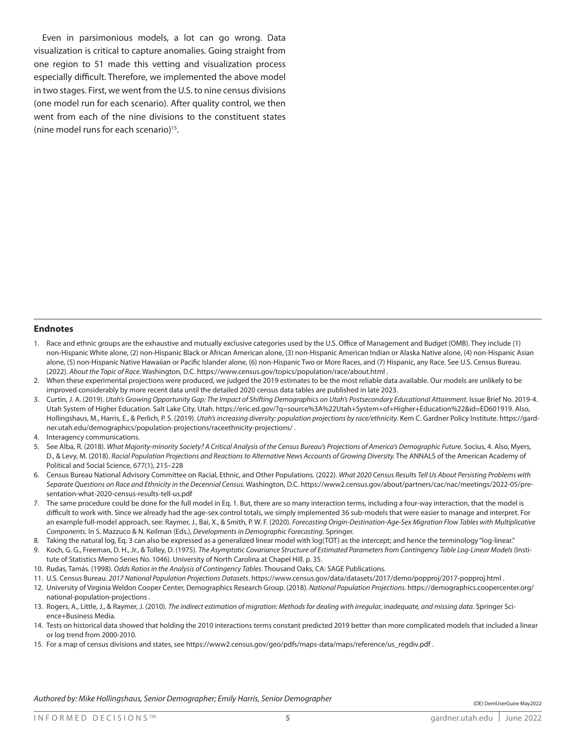Even in parsimonious models, a lot can go wrong. Data visualization is critical to capture anomalies. Going straight from one region to 51 made this vetting and visualization process especially difficult. Therefore, we implemented the above model in two stages. First, we went from the U.S. to nine census divisions (one model run for each scenario). After quality control, we then went from each of the nine divisions to the constituent states (nine model runs for each scenario)[15].

## Endnotes

1. Race and ethnic groups are the exhaustive and mutually exclusive categories used by the U.S. Office of Management and Budget (OMB). They include (1) non-Hispanic White alone, (2) non-Hispanic Black or African American alone, (3) non-Hispanic American Indian or Alaska Native alone, (4) non-Hispanic Asian alone, (5) non-Hispanic Native Hawaiian or Pacific Islander alone, (6) non-Hispanic Two or More Races, and (7) Hispanic, any Race. See U.S. Census Bureau. (2022). *About the Topic of Race.* Washington, D.C. https://www.census.gov/topics/population/race/about.html .
2. When these experimental projections were produced, we judged the 2019 estimates to be the most reliable data available. Our models are unlikely to be improved considerably by more recent data until the detailed 2020 census data tables are published in late 2023.
3. Curtin, J. A. (2019). *Utah's Growing Opportunity Gap: The Impact of Shifting Demographics on Utah's Postsecondary Educational Attainment.* Issue Brief No. 2019-4. Utah System of Higher Education. Salt Lake City, Utah. https://eric.ed.gov/?q=source%3A%22Utah+System+of+Higher+Education%22&id=ED601919. Also, Hollingshaus, M., Harris, E., & Perlich, P. S. (2019). *Utah's increasing diversity: population projections by race/ethnicity.* Kem C. Gardner Policy Institute. https://gardner.utah.edu/demographics/population-projections/raceethnicity-projections/ .
4. Interagency communications.
5. See Alba, R. (2018). *What Majority-minority Society? A Critical Analysis of the Census Bureau's Projections of America's Demographic Future.* Socius, 4. Also, Myers, D., & Levy, M. (2018). *Racial Population Projections and Reactions to Alternative News Accounts of Growing Diversity.* The ANNALS of the American Academy of Political and Social Science, 677(1), 215–228
6. Census Bureau National Advisory Committee on Racial, Ethnic, and Other Populations. (2022). *What 2020 Census Results Tell Us About Persisting Problems with Separate Questions on Race and Ethnicity in the Decennial Census.* Washington, D.C. https://www2.census.gov/about/partners/cac/nac/meetings/2022-05/presentation-what-2020-census-results-tell-us.pdf
7. The same procedure could be done for the full model in Eq. 1. But, there are so many interaction terms, including a four-way interaction, that the model is difficult to work with. Since we already had the age-sex control totals, we simply implemented 36 sub-models that were easier to manage and interpret. For an example full-model approach, see: Raymer, J., Bai, X., & Smith, P. W. F. (2020). *Forecasting Origin-Destination-Age-Sex Migration Flow Tables with Multiplicative Components.* In S. Mazzuco & N. Keilman (Eds.), *Developments in Demographic Forecasting*. Springer.
8. Taking the natural log, Eq. 3 can also be expressed as a generalized linear model with log(TOT) as the intercept; and hence the terminology "log-linear."
9. Koch, G. G., Freeman, D. H., Jr., & Tolley, D. (1975). *The Asymptotic Covariance Structure of Estimated Parameters from Contingency Table Log-Linear Models* (Institute of Statistics Memo Series No. 1046). University of North Carolina at Chapel Hill. p. 35.
10. Rudas, Tamás. (1998). *Odds Ratios in the Analysis of Contingency Tables*. Thousand Oaks, CA: SAGE Publications.
11. U.S. Census Bureau. *2017 National Population Projections Datasets*. https://www.census.gov/data/datasets/2017/demo/popproj/2017-popproj.html .
12. University of Virginia Weldon Cooper Center, Demographics Research Group. (2018). *National Population Projections.* https://demographics.coopercenter.org/national-population-projections .
13. Rogers, A., Little, J., & Raymer, J. (2010). *The indirect estimation of migration: Methods for dealing with irregular, inadequate, and missing data*. Springer Science+Business Media.
14. Tests on historical data showed that holding the 2010 interactions terms constant predicted 2019 better than more complicated models that included a linear or log trend from 2000-2010.
15. For a map of census divisions and states, see https://www2.census.gov/geo/pdfs/maps-data/maps/reference/us_regdiv.pdf .

*Authored by: Mike Hollingshaus, Senior Demographer; Emily Harris, Senior Demographer*

(DE) DemUserGuire May2022